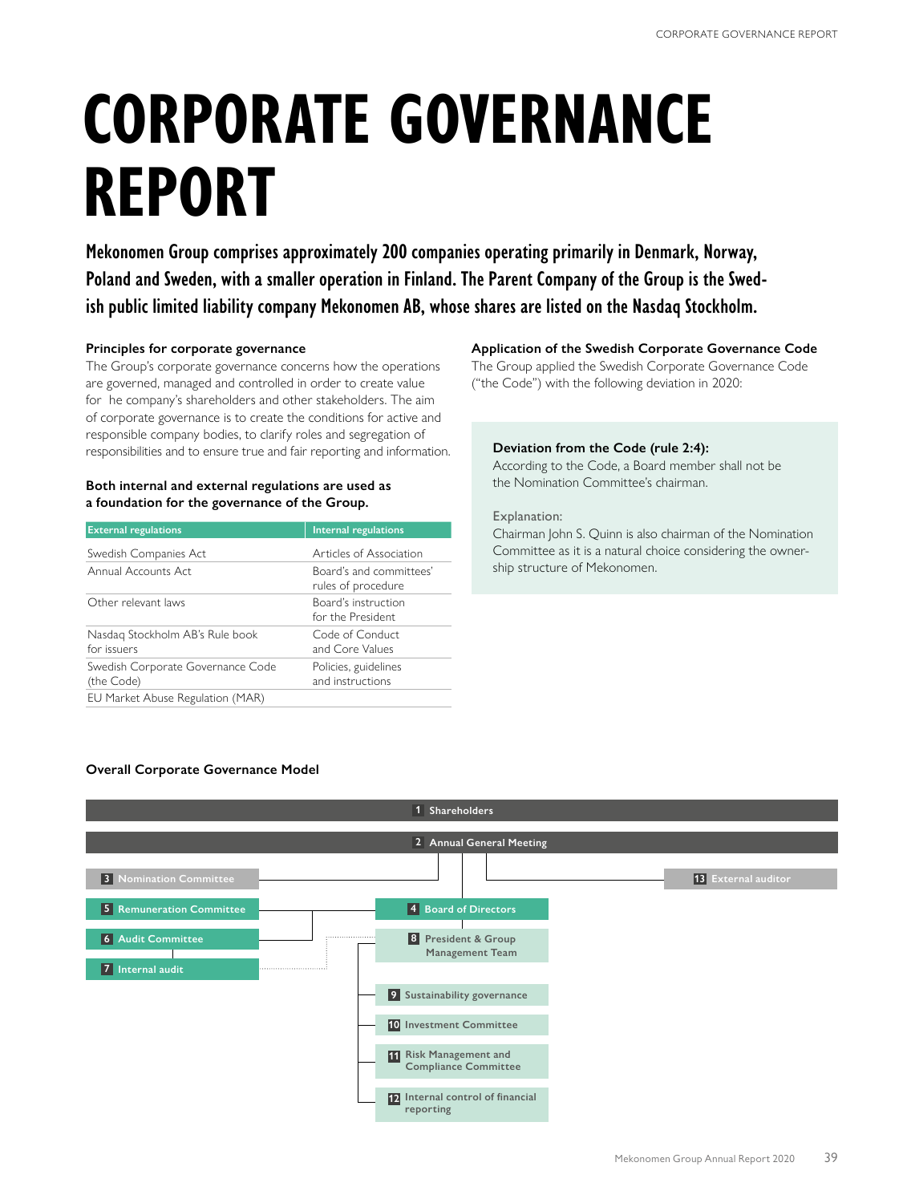# CORPORATE GOVERNANCE REPORT

**Mekonomen Group comprises approximately 200 companies operating primarily in Denmark, Norway, Poland and Sweden, with a smaller operation in Finland. The Parent Company of the Group is the Swedish public limited liability company Mekonomen AB, whose shares are listed on the Nasdaq Stockholm.**

### Principles for corporate governance

The Group's corporate governance concerns how the operations are governed, managed and controlled in order to create value for he company's shareholders and other stakeholders. The aim of corporate governance is to create the conditions for active and responsible company bodies, to clarify roles and segregation of responsibilities and to ensure true and fair reporting and information.

**Both internal and external regulations are used as a foundation for the governance of the Group.**

| External regulations | Internal regulations |
|---|---|
| Swedish Companies Act | Articles of Association |
| Annual Accounts Act | Board's and committees' rules of procedure |
| Other relevant laws | Board's instruction for the President |
| Nasdaq Stockholm AB's Rule book for issuers | Code of Conduct and Core Values |
| Swedish Corporate Governance Code (the Code) | Policies, guidelines and instructions |
| EU Market Abuse Regulation (MAR) | |

### Application of the Swedish Corporate Governance Code

The Group applied the Swedish Corporate Governance Code ("the Code") with the following deviation in 2020:

**Deviation from the Code (rule 2:4):**
According to the Code, a Board member shall not be the Nomination Committee's chairman.

Explanation:
Chairman John S. Quinn is also chairman of the Nomination Committee as it is a natural choice considering the ownership structure of Mekonomen.

### Overall Corporate Governance Model

1. Shareholders
2. Annual General Meeting
3. Nomination Committee
4. Board of Directors
5. Remuneration Committee
6. Audit Committee
7. Internal audit
8. President & Group Management Team
9. Sustainability governance
10. Investment Committee
11. Risk Management and Compliance Committee
12. Internal control of financial reporting
13. External auditor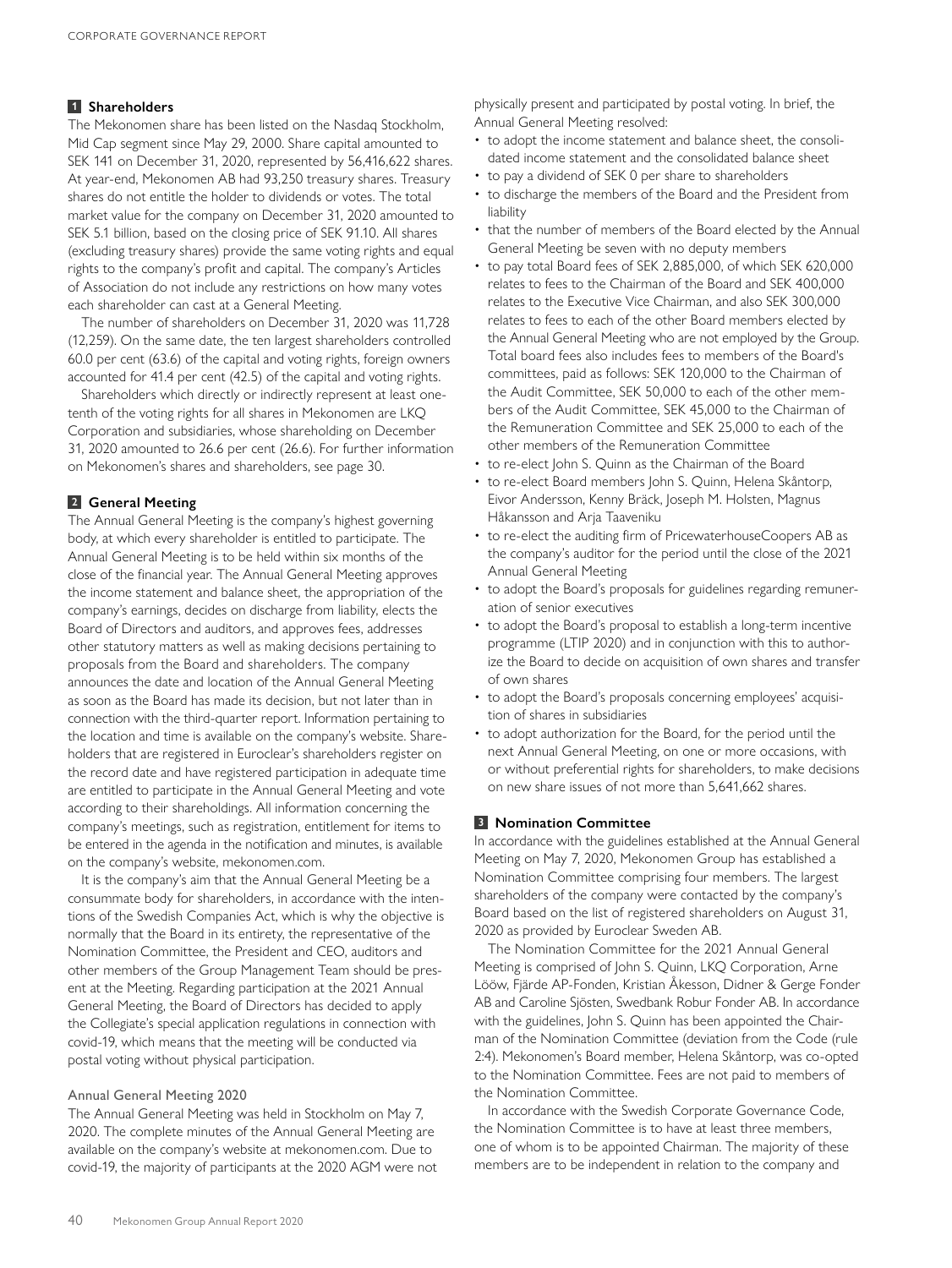## 1 Shareholders

The Mekonomen share has been listed on the Nasdaq Stockholm, Mid Cap segment since May 29, 2000. Share capital amounted to SEK 141 on December 31, 2020, represented by 56,416,622 shares. At year-end, Mekonomen AB had 93,250 treasury shares. Treasury shares do not entitle the holder to dividends or votes. The total market value for the company on December 31, 2020 amounted to SEK 5.1 billion, based on the closing price of SEK 91.10. All shares (excluding treasury shares) provide the same voting rights and equal rights to the company's profit and capital. The company's Articles of Association do not include any restrictions on how many votes each shareholder can cast at a General Meeting.

The number of shareholders on December 31, 2020 was 11,728 (12,259). On the same date, the ten largest shareholders controlled 60.0 per cent (63.6) of the capital and voting rights, foreign owners accounted for 41.4 per cent (42.5) of the capital and voting rights.

Shareholders which directly or indirectly represent at least one-tenth of the voting rights for all shares in Mekonomen are LKQ Corporation and subsidiaries, whose shareholding on December 31, 2020 amounted to 26.6 per cent (26.6). For further information on Mekonomen's shares and shareholders, see page 30.

## 2 General Meeting

The Annual General Meeting is the company's highest governing body, at which every shareholder is entitled to participate. The Annual General Meeting is to be held within six months of the close of the financial year. The Annual General Meeting approves the income statement and balance sheet, the appropriation of the company's earnings, decides on discharge from liability, elects the Board of Directors and auditors, and approves fees, addresses other statutory matters as well as making decisions pertaining to proposals from the Board and shareholders. The company announces the date and location of the Annual General Meeting as soon as the Board has made its decision, but not later than in connection with the third-quarter report. Information pertaining to the location and time is available on the company's website. Shareholders that are registered in Euroclear's shareholders register on the record date and have registered participation in adequate time are entitled to participate in the Annual General Meeting and vote according to their shareholdings. All information concerning the company's meetings, such as registration, entitlement for items to be entered in the agenda in the notification and minutes, is available on the company's website, mekonomen.com.

It is the company's aim that the Annual General Meeting be a consummate body for shareholders, in accordance with the intentions of the Swedish Companies Act, which is why the objective is normally that the Board in its entirety, the representative of the Nomination Committee, the President and CEO, auditors and other members of the Group Management Team should be present at the Meeting. Regarding participation at the 2021 Annual General Meeting, the Board of Directors has decided to apply the Collegiate's special application regulations in connection with covid-19, which means that the meeting will be conducted via postal voting without physical participation.

### Annual General Meeting 2020

The Annual General Meeting was held in Stockholm on May 7, 2020. The complete minutes of the Annual General Meeting are available on the company's website at mekonomen.com. Due to covid-19, the majority of participants at the 2020 AGM were not physically present and participated by postal voting. In brief, the Annual General Meeting resolved:

- to adopt the income statement and balance sheet, the consolidated income statement and the consolidated balance sheet
- to pay a dividend of SEK 0 per share to shareholders
- to discharge the members of the Board and the President from liability
- that the number of members of the Board elected by the Annual General Meeting be seven with no deputy members
- to pay total Board fees of SEK 2,885,000, of which SEK 620,000 relates to fees to the Chairman of the Board and SEK 400,000 relates to the Executive Vice Chairman, and also SEK 300,000 relates to fees to each of the other Board members elected by the Annual General Meeting who are not employed by the Group. Total board fees also includes fees to members of the Board's committees, paid as follows: SEK 120,000 to the Chairman of the Audit Committee, SEK 50,000 to each of the other members of the Audit Committee, SEK 45,000 to the Chairman of the Remuneration Committee and SEK 25,000 to each of the other members of the Remuneration Committee
- to re-elect John S. Quinn as the Chairman of the Board
- to re-elect Board members John S. Quinn, Helena Skåntorp, Eivor Andersson, Kenny Bräck, Joseph M. Holsten, Magnus Håkansson and Arja Taaveniku
- to re-elect the auditing firm of PricewaterhouseCoopers AB as the company's auditor for the period until the close of the 2021 Annual General Meeting
- to adopt the Board's proposals for guidelines regarding remuneration of senior executives
- to adopt the Board's proposal to establish a long-term incentive programme (LTIP 2020) and in conjunction with this to authorize the Board to decide on acquisition of own shares and transfer of own shares
- to adopt the Board's proposals concerning employees' acquisition of shares in subsidiaries
- to adopt authorization for the Board, for the period until the next Annual General Meeting, on one or more occasions, with or without preferential rights for shareholders, to make decisions on new share issues of not more than 5,641,662 shares.

## 3 Nomination Committee

In accordance with the guidelines established at the Annual General Meeting on May 7, 2020, Mekonomen Group has established a Nomination Committee comprising four members. The largest shareholders of the company were contacted by the company's Board based on the list of registered shareholders on August 31, 2020 as provided by Euroclear Sweden AB.

The Nomination Committee for the 2021 Annual General Meeting is comprised of John S. Quinn, LKQ Corporation, Arne Lööw, Fjärde AP-Fonden, Kristian Åkesson, Didner & Gerge Fonder AB and Caroline Sjösten, Swedbank Robur Fonder AB. In accordance with the guidelines, John S. Quinn has been appointed the Chairman of the Nomination Committee (deviation from the Code (rule 2:4). Mekonomen's Board member, Helena Skåntorp, was co-opted to the Nomination Committee. Fees are not paid to members of the Nomination Committee.

In accordance with the Swedish Corporate Governance Code, the Nomination Committee is to have at least three members, one of whom is to be appointed Chairman. The majority of these members are to be independent in relation to the company and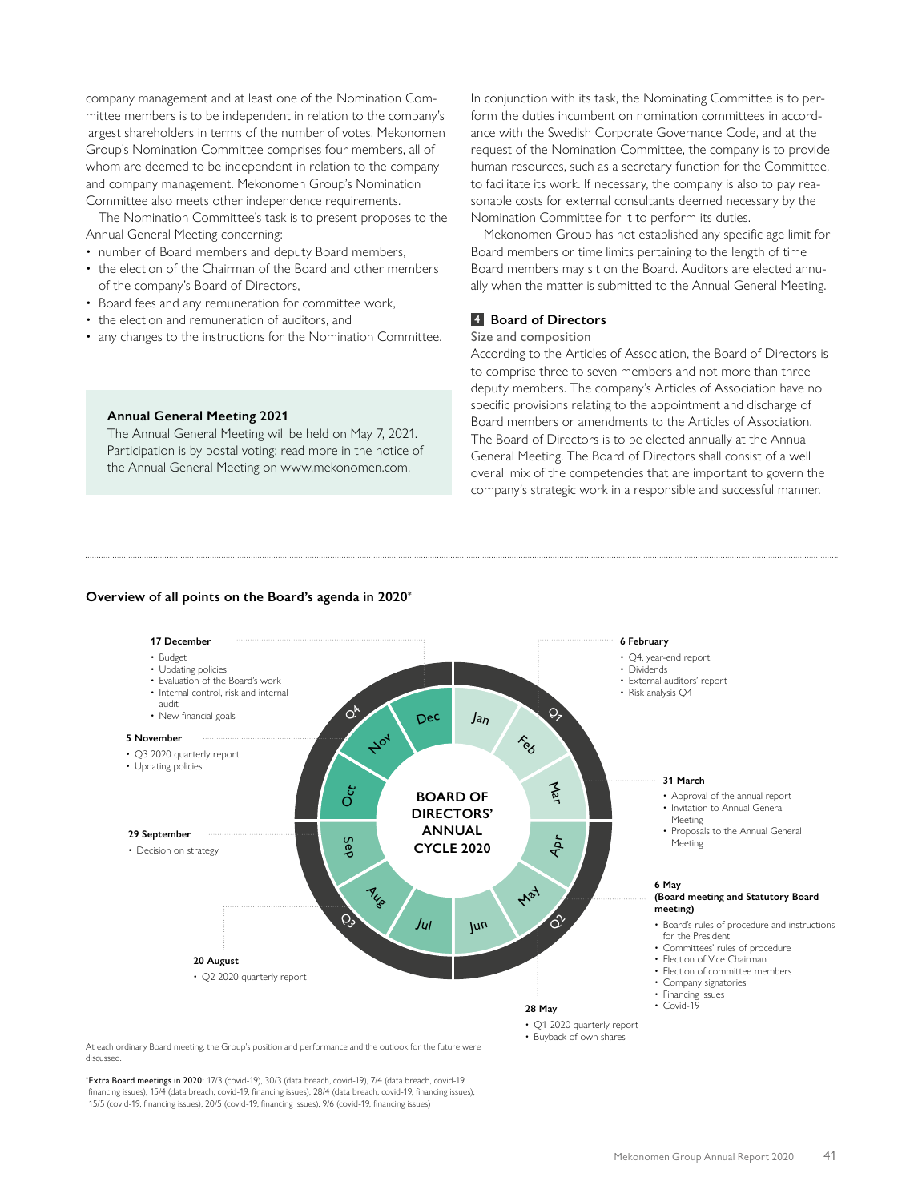company management and at least one of the Nomination Committee members is to be independent in relation to the company's largest shareholders in terms of the number of votes. Mekonomen Group's Nomination Committee comprises four members, all of whom are deemed to be independent in relation to the company and company management. Mekonomen Group's Nomination Committee also meets other independence requirements.

The Nomination Committee's task is to present proposes to the Annual General Meeting concerning:

- number of Board members and deputy Board members,
- the election of the Chairman of the Board and other members of the company's Board of Directors,
- Board fees and any remuneration for committee work,
- the election and remuneration of auditors, and
- any changes to the instructions for the Nomination Committee.

**Annual General Meeting 2021**

The Annual General Meeting will be held on May 7, 2021. Participation is by postal voting; read more in the notice of the Annual General Meeting on www.mekonomen.com.

In conjunction with its task, the Nominating Committee is to perform the duties incumbent on nomination committees in accordance with the Swedish Corporate Governance Code, and at the request of the Nomination Committee, the company is to provide human resources, such as a secretary function for the Committee, to facilitate its work. If necessary, the company is also to pay reasonable costs for external consultants deemed necessary by the Nomination Committee for it to perform its duties.

Mekonomen Group has not established any specific age limit for Board members or time limits pertaining to the length of time Board members may sit on the Board. Auditors are elected annually when the matter is submitted to the Annual General Meeting.

## 4 Board of Directors

### Size and composition

According to the Articles of Association, the Board of Directors is to comprise three to seven members and not more than three deputy members. The company's Articles of Association have no specific provisions relating to the appointment and discharge of Board members or amendments to the Articles of Association. The Board of Directors is to be elected annually at the Annual General Meeting. The Board of Directors shall consist of a well overall mix of the competencies that are important to govern the company's strategic work in a responsible and successful manner.

**Overview of all points on the Board's agenda in 2020***

BOARD OF DIRECTORS' ANNUAL CYCLE 2020

**6 February**
- Q4, year-end report
- Dividends
- External auditors' report
- Risk analysis Q4

**31 March**
- Approval of the annual report
- Invitation to Annual General Meeting
- Proposals to the Annual General Meeting

**6 May (Board meeting and Statutory Board meeting)**
- Board's rules of procedure and instructions for the President
- Committees' rules of procedure
- Election of Vice Chairman
- Election of committee members
- Company signatories
- Financing issues
- Covid-19

**28 May**
- Q1 2020 quarterly report
- Buyback of own shares

**20 August**
- Q2 2020 quarterly report

**29 September**
- Decision on strategy

**5 November**
- Q3 2020 quarterly report
- Updating policies

**17 December**
- Budget
- Updating policies
- Evaluation of the Board's work
- Internal control, risk and internal audit
- New financial goals

At each ordinary Board meeting, the Group's position and performance and the outlook for the future were discussed.

***Extra Board meetings in 2020:** 17/3 (covid-19), 30/3 (data breach, covid-19), 7/4 (data breach, covid-19, financing issues), 15/4 (data breach, covid-19, financing issues), 28/4 (data breach, covid-19, financing issues), 15/5 (covid-19, financing issues), 20/5 (covid-19, financing issues), 9/6 (covid-19, financing issues)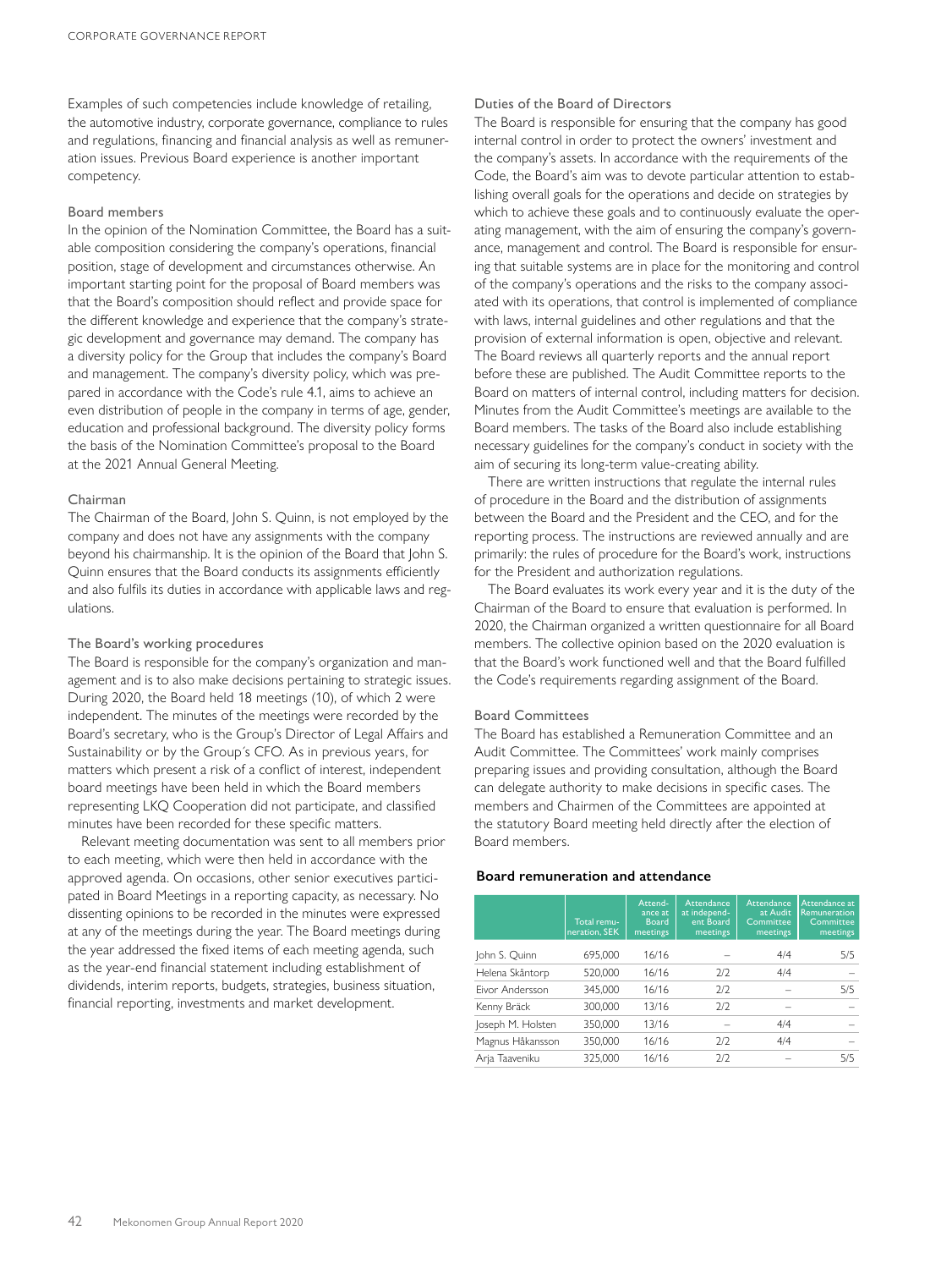Examples of such competencies include knowledge of retailing, the automotive industry, corporate governance, compliance to rules and regulations, financing and financial analysis as well as remuneration issues. Previous Board experience is another important competency.

### Board members

In the opinion of the Nomination Committee, the Board has a suitable composition considering the company's operations, financial position, stage of development and circumstances otherwise. An important starting point for the proposal of Board members was that the Board's composition should reflect and provide space for the different knowledge and experience that the company's strategic development and governance may demand. The company has a diversity policy for the Group that includes the company's Board and management. The company's diversity policy, which was prepared in accordance with the Code's rule 4.1, aims to achieve an even distribution of people in the company in terms of age, gender, education and professional background. The diversity policy forms the basis of the Nomination Committee's proposal to the Board at the 2021 Annual General Meeting.

### Chairman

The Chairman of the Board, John S. Quinn, is not employed by the company and does not have any assignments with the company beyond his chairmanship. It is the opinion of the Board that John S. Quinn ensures that the Board conducts its assignments efficiently and also fulfils its duties in accordance with applicable laws and regulations.

### The Board's working procedures

The Board is responsible for the company's organization and management and is to also make decisions pertaining to strategic issues. During 2020, the Board held 18 meetings (10), of which 2 were independent. The minutes of the meetings were recorded by the Board's secretary, who is the Group's Director of Legal Affairs and Sustainability or by the Group´s CFO. As in previous years, for matters which present a risk of a conflict of interest, independent board meetings have been held in which the Board members representing LKQ Cooperation did not participate, and classified minutes have been recorded for these specific matters.

Relevant meeting documentation was sent to all members prior to each meeting, which were then held in accordance with the approved agenda. On occasions, other senior executives participated in Board Meetings in a reporting capacity, as necessary. No dissenting opinions to be recorded in the minutes were expressed at any of the meetings during the year. The Board meetings during the year addressed the fixed items of each meeting agenda, such as the year-end financial statement including establishment of dividends, interim reports, budgets, strategies, business situation, financial reporting, investments and market development.

### Duties of the Board of Directors

The Board is responsible for ensuring that the company has good internal control in order to protect the owners' investment and the company's assets. In accordance with the requirements of the Code, the Board's aim was to devote particular attention to establishing overall goals for the operations and decide on strategies by which to achieve these goals and to continuously evaluate the operating management, with the aim of ensuring the company's governance, management and control. The Board is responsible for ensuring that suitable systems are in place for the monitoring and control of the company's operations and the risks to the company associated with its operations, that control is implemented of compliance with laws, internal guidelines and other regulations and that the provision of external information is open, objective and relevant. The Board reviews all quarterly reports and the annual report before these are published. The Audit Committee reports to the Board on matters of internal control, including matters for decision. Minutes from the Audit Committee's meetings are available to the Board members. The tasks of the Board also include establishing necessary guidelines for the company's conduct in society with the aim of securing its long-term value-creating ability.

There are written instructions that regulate the internal rules of procedure in the Board and the distribution of assignments between the Board and the President and the CEO, and for the reporting process. The instructions are reviewed annually and are primarily: the rules of procedure for the Board's work, instructions for the President and authorization regulations.

The Board evaluates its work every year and it is the duty of the Chairman of the Board to ensure that evaluation is performed. In 2020, the Chairman organized a written questionnaire for all Board members. The collective opinion based on the 2020 evaluation is that the Board's work functioned well and that the Board fulfilled the Code's requirements regarding assignment of the Board.

### Board Committees

The Board has established a Remuneration Committee and an Audit Committee. The Committees' work mainly comprises preparing issues and providing consultation, although the Board can delegate authority to make decisions in specific cases. The members and Chairmen of the Committees are appointed at the statutory Board meeting held directly after the election of Board members.

**Board remuneration and attendance**

| | Total remuneration, SEK | Attendance at Board meetings | Attendance at independent Board meetings | Attendance at Audit Committee meetings | Attendance at Remuneration Committee meetings |
|---|---|---|---|---|---|
| John S. Quinn | 695,000 | 16/16 | – | 4/4 | 5/5 |
| Helena Skåntorp | 520,000 | 16/16 | 2/2 | 4/4 | – |
| Eivor Andersson | 345,000 | 16/16 | 2/2 | – | 5/5 |
| Kenny Bräck | 300,000 | 13/16 | 2/2 | – | – |
| Joseph M. Holsten | 350,000 | 13/16 | – | 4/4 | – |
| Magnus Håkansson | 350,000 | 16/16 | 2/2 | 4/4 | – |
| Arja Taaveniku | 325,000 | 16/16 | 2/2 | – | 5/5 |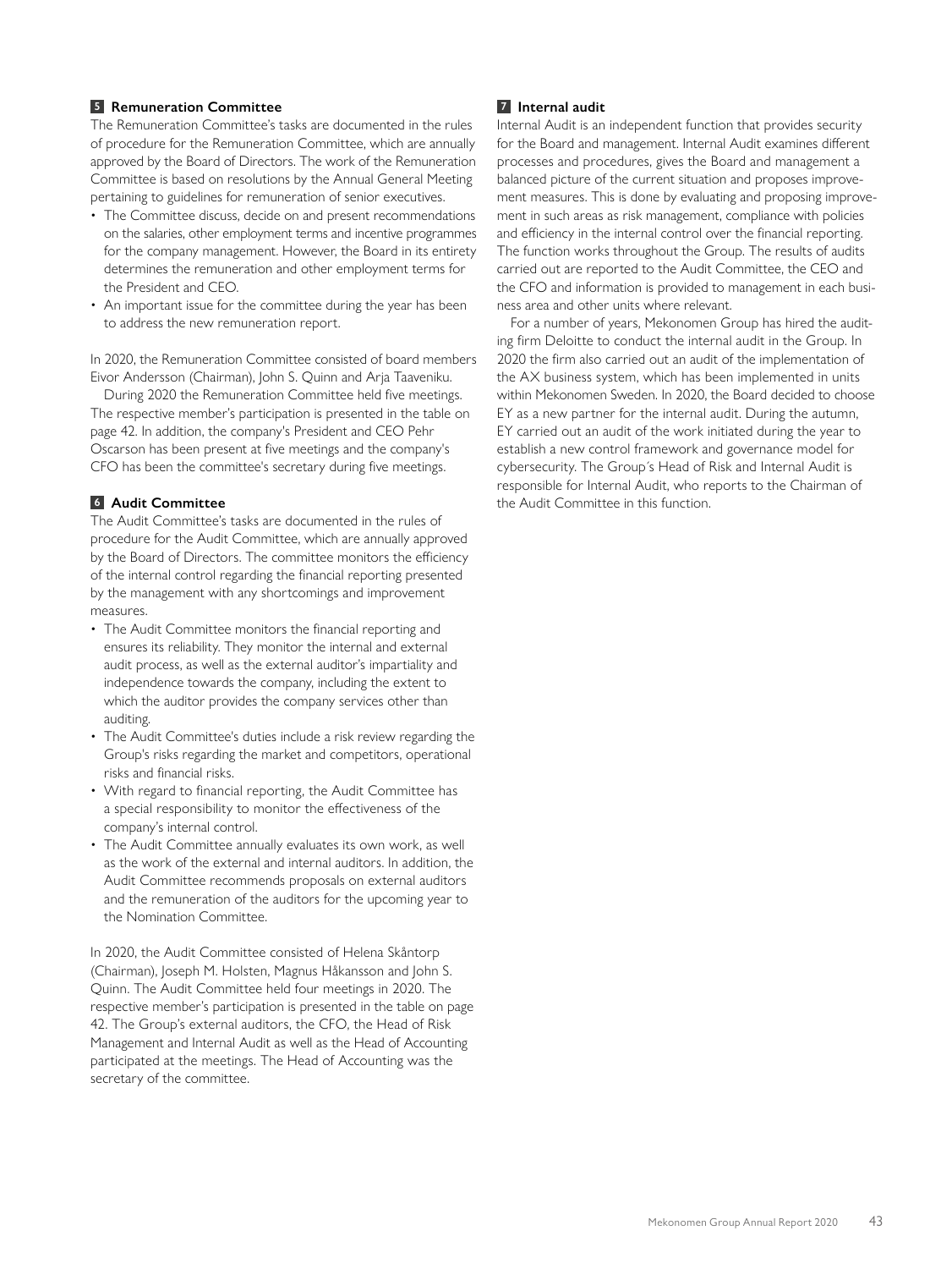## 5 Remuneration Committee

The Remuneration Committee's tasks are documented in the rules of procedure for the Remuneration Committee, which are annually approved by the Board of Directors. The work of the Remuneration Committee is based on resolutions by the Annual General Meeting pertaining to guidelines for remuneration of senior executives.

- The Committee discuss, decide on and present recommendations on the salaries, other employment terms and incentive programmes for the company management. However, the Board in its entirety determines the remuneration and other employment terms for the President and CEO.
- An important issue for the committee during the year has been to address the new remuneration report.

In 2020, the Remuneration Committee consisted of board members Eivor Andersson (Chairman), John S. Quinn and Arja Taaveniku.

During 2020 the Remuneration Committee held five meetings. The respective member's participation is presented in the table on page 42. In addition, the company's President and CEO Pehr Oscarson has been present at five meetings and the company's CFO has been the committee's secretary during five meetings.

## 6 Audit Committee

The Audit Committee's tasks are documented in the rules of procedure for the Audit Committee, which are annually approved by the Board of Directors. The committee monitors the efficiency of the internal control regarding the financial reporting presented by the management with any shortcomings and improvement measures.

- The Audit Committee monitors the financial reporting and ensures its reliability. They monitor the internal and external audit process, as well as the external auditor's impartiality and independence towards the company, including the extent to which the auditor provides the company services other than auditing.
- The Audit Committee's duties include a risk review regarding the Group's risks regarding the market and competitors, operational risks and financial risks.
- With regard to financial reporting, the Audit Committee has a special responsibility to monitor the effectiveness of the company's internal control.
- The Audit Committee annually evaluates its own work, as well as the work of the external and internal auditors. In addition, the Audit Committee recommends proposals on external auditors and the remuneration of the auditors for the upcoming year to the Nomination Committee.

In 2020, the Audit Committee consisted of Helena Skåntorp (Chairman), Joseph M. Holsten, Magnus Håkansson and John S. Quinn. The Audit Committee held four meetings in 2020. The respective member's participation is presented in the table on page 42. The Group's external auditors, the CFO, the Head of Risk Management and Internal Audit as well as the Head of Accounting participated at the meetings. The Head of Accounting was the secretary of the committee.

## 7 Internal audit

Internal Audit is an independent function that provides security for the Board and management. Internal Audit examines different processes and procedures, gives the Board and management a balanced picture of the current situation and proposes improvement measures. This is done by evaluating and proposing improvement in such areas as risk management, compliance with policies and efficiency in the internal control over the financial reporting. The function works throughout the Group. The results of audits carried out are reported to the Audit Committee, the CEO and the CFO and information is provided to management in each business area and other units where relevant.

For a number of years, Mekonomen Group has hired the auditing firm Deloitte to conduct the internal audit in the Group. In 2020 the firm also carried out an audit of the implementation of the AX business system, which has been implemented in units within Mekonomen Sweden. In 2020, the Board decided to choose EY as a new partner for the internal audit. During the autumn, EY carried out an audit of the work initiated during the year to establish a new control framework and governance model for cybersecurity. The Group´s Head of Risk and Internal Audit is responsible for Internal Audit, who reports to the Chairman of the Audit Committee in this function.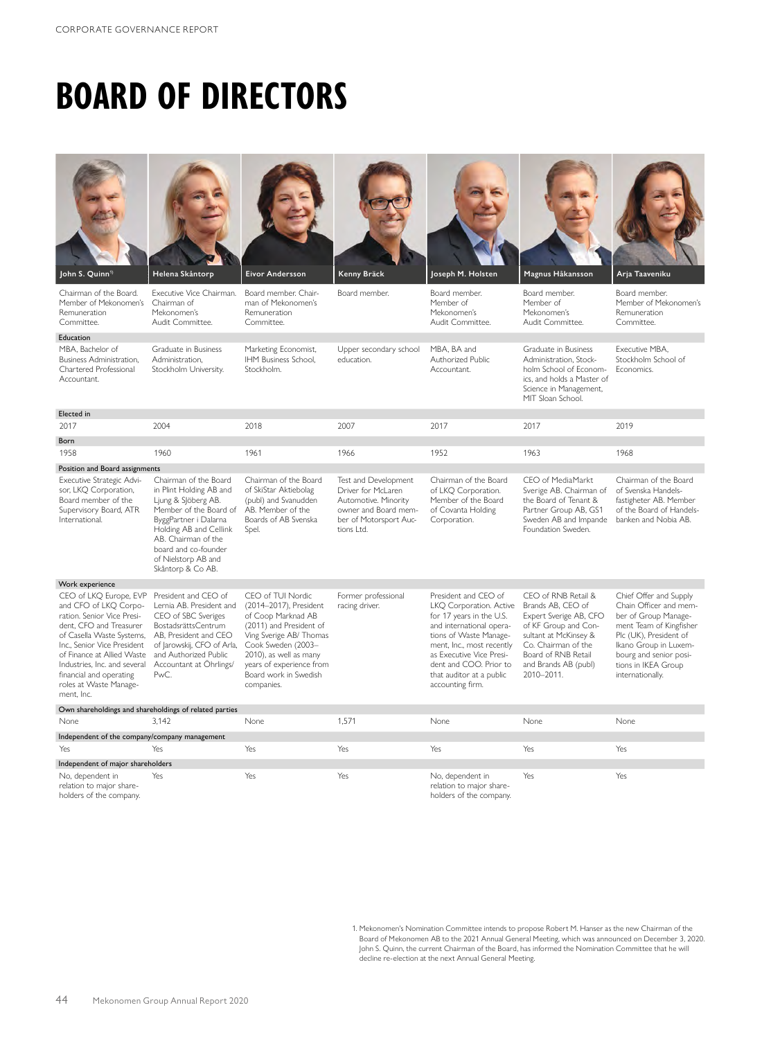# BOARD OF DIRECTORS

| | John S. Quinn[1] | Helena Skåntorp | Eivor Andersson | Kenny Bräck | Joseph M. Holsten | Magnus Håkansson | Arja Taaveniku |
|---|---|---|---|---|---|---|---|
| | Chairman of the Board. Member of Mekonomen's Remuneration Committee. | Executive Vice Chairman. Chairman of Mekonomen's Audit Committee. | Board member. Chairman of Mekonomen's Remuneration Committee. | Board member. | Board member. Member of Mekonomen's Audit Committee. | Board member. Member of Mekonomen's Audit Committee. | Board member. Member of Mekonomen's Remuneration Committee. |
| **Education** | MBA, Bachelor of Business Administration, Chartered Professional Accountant. | Graduate in Business Administration, Stockholm University. | Marketing Economist, IHM Business School, Stockholm. | Upper secondary school education. | MBA, BA and Authorized Public Accountant. | Graduate in Business Administration, Stockholm School of Economics, and holds a Master of Science in Management, MIT Sloan School. | Executive MBA, Stockholm School of Economics. |
| **Elected in** | 2017 | 2004 | 2018 | 2007 | 2017 | 2017 | 2019 |
| **Born** | 1958 | 1960 | 1961 | 1966 | 1952 | 1963 | 1968 |
| **Position and Board assignments** | Executive Strategic Advisor, LKQ Corporation, Board member of the Supervisory Board, ATR International. | Chairman of the Board in Plint Holding AB and Ljung & Sjöberg AB. Member of the Board of ByggPartner i Dalarna Holding AB and Cellink AB. Chairman of the board and co-founder of Nielstorp AB and Skåntorp & Co AB. | Chairman of the Board of SkiStar Aktiebolag (publ) and Svanudden AB. Member of the Boards of AB Svenska Spel. | Test and Development Driver for McLaren Automotive. Minority owner and Board member of Motorsport Auctions Ltd. | Chairman of the Board of LKQ Corporation. Member of the Board of Covanta Holding Corporation. | CEO of MediaMarkt Sverige AB. Chairman of the Board of Tenant & Partner Group AB, GS1 Sweden AB and Impande Foundation Sweden. | Chairman of the Board of Svenska Handelsfastigheter AB. Member of the Board of Handelsbanken and Nobia AB. |
| **Work experience** | CEO of LKQ Europe, EVP and CFO of LKQ Corporation. Senior Vice President, CFO and Treasurer of Casella Waste Systems, Inc., Senior Vice President of Finance at Allied Waste Industries, Inc. and several financial and operating roles at Waste Management, Inc. | President and CEO of Lernia AB. President and CEO of SBC Sveriges BostadsrättsCentrum AB, President and CEO of Jarowskij, CFO of Arla, and Authorized Public Accountant at Öhrlings/PwC. | CEO of TUI Nordic (2014–2017), President of Coop Marknad AB (2011) and President of Ving Sverige AB/ Thomas Cook Sweden (2003–2010), as well as many years of experience from Board work in Swedish companies. | Former professional racing driver. | President and CEO of LKQ Corporation. Active for 17 years in the U.S. and international operations of Waste Management, Inc., most recently as Executive Vice President and COO. Prior to that auditor at a public accounting firm. | CEO of RNB Retail & Brands AB, CEO of Expert Sverige AB, CFO of KF Group and Consultant at McKinsey & Co. Chairman of the Board of RNB Retail and Brands AB (publ) 2010–2011. | Chief Offer and Supply Chain Officer and member of Group Management Team of Kingfisher Plc (UK), President of Ikano Group in Luxembourg and senior positions in IKEA Group internationally. |
| **Own shareholdings and shareholdings of related parties** | None | 3,142 | None | 1,571 | None | None | None |
| **Independent of the company/company management** | Yes | Yes | Yes | Yes | Yes | Yes | Yes |
| **Independent of major shareholders** | No, dependent in relation to major shareholders of the company. | Yes | Yes | Yes | No, dependent in relation to major shareholders of the company. | Yes | Yes |

1. Mekonomen's Nomination Committee intends to propose Robert M. Hanser as the new Chairman of the Board of Mekonomen AB to the 2021 Annual General Meeting, which was announced on December 3, 2020. John S. Quinn, the current Chairman of the Board, has informed the Nomination Committee that he will decline re-election at the next Annual General Meeting.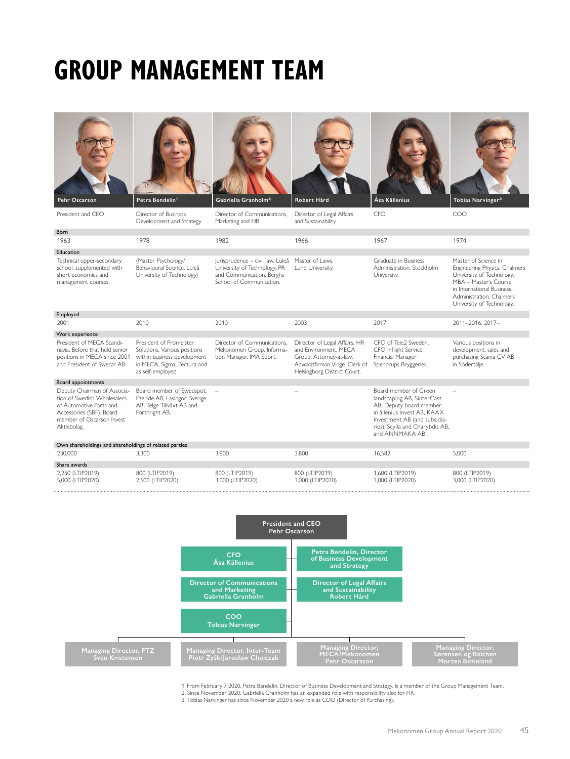# GROUP MANAGEMENT TEAM

| | Pehr Oscarson | Petra Bendelin[1] | Gabriella Granholm[2] | Robert Hård | Åsa Källenius | Tobias Narvinger[3] |
|---|---|---|---|---|---|---|
| Position | President and CEO | Director of Business Development and Strategy | Director of Communications, Marketing and HR | Director of Legal Affairs and Sustainability | CFO | COO |
| Born | 1963 | 1978 | 1982 | 1966 | 1967 | 1974 |
| Education | Technical upper-secondary school, supplemented with short economics and management courses. | (Master Psychology/ Behavioural Science, Luleå University of Technology) | Jurisprudence – civil law, Luleå University of Technology, PR and Communication, Berghs School of Communication. | Master of Laws, Lund University. | Graduate in Business Administration, Stockholm University. | Master of Science in Engineering Physics, Chalmers University of Technology. MBA – Master's Course in International Business Administration, Chalmers University of Technology. |
| Employed | 2001 | 2010 | 2010 | 2003 | 2017 | 2011–2016, 2017– |
| Work experience | President of MECA Scandinavia. Before that held senior positions in MECA since 2001 and President of Swecar AB. | President of Promeister Solutions. Various positions within business development in MECA, Sigma, Tectura and as self-employed. | Director of Communications, Mekonomen Group, Information Manager, IMA Sport. | Director of Legal Affairs, HR and Environment, MECA Group. Attorney-at-law, Advokatfirman Vinge. Clerk of Helsingborg District Court. | CFO of Tele2 Sweden, CFO Inflight Service. Financial Manager Spendrups Bryggerier. | Various positions in development, sales and purchasing Scania CV AB in Södertälje. |
| Board appointments | Deputy Chairman of Association of Swedish Wholesalers of Automotive Parts and Accessories (SBF). Board member of Oscarson Invest Aktiebolag. | Board member of Swedspot, Ezeride AB, Lasingoo Sverige AB, Telge Tillväxt AB and Forthright AB. | – | – | Board member of Green landscaping AB, SinterCast AB, Deputy board member in ällenius Invest AB, KAAX Investment AB (and subsidiaries), Scylla and Charybdis AB, and ANNMAKA AB. | – |
| Own shareholdings and shareholdings of related parties | 230,000 | 3,300 | 3,800 | 3,800 | 16,582 | 5,000 |
| Share awards | 2,250 (LTIP2019)<br>5,000 (LTIP2020) | 800 (LTIP2019)<br>2,500 (LTIP2020) | 800 (LTIP2019)<br>3,000 (LTIP2020) | 800 (LTIP2019)<br>3,000 (LTIP2020) | 1,600 (LTIP2019)<br>3,000 (LTIP2020) | 800 (LTIP2019)<br>3,000 (LTIP2020) |

**President and CEO**
Pehr Oscarson

- CFO – Åsa Källenius
- Petra Bendelin, Director of Business Development and Strategy
- Director of Communications and Marketing – Gabriella Granholm
- Director of Legal Affairs and Sustainability – Robert Hård
- COO – Tobias Narvinger

- Managing Director, FTZ – Sven Kristensen
- Managing Director, Inter-Team – Piotr Zyśk/Jarosław Chojczak
- Managing Director, MECA/Mekonomen – Pehr Oscarsson
- Managing Director, Sørensen og Balchen – Morten Birkeland

1. From February 7 2020, Petra Bendelin, Director of Business Development and Strategy, is a member of the Group Management Team.
2. Since November 2020, Gabriella Granholm has an expanded role with responsibility also for HR.
3. Tobias Narvinger has since November 2020 a new role as COO (Director of Purchasing).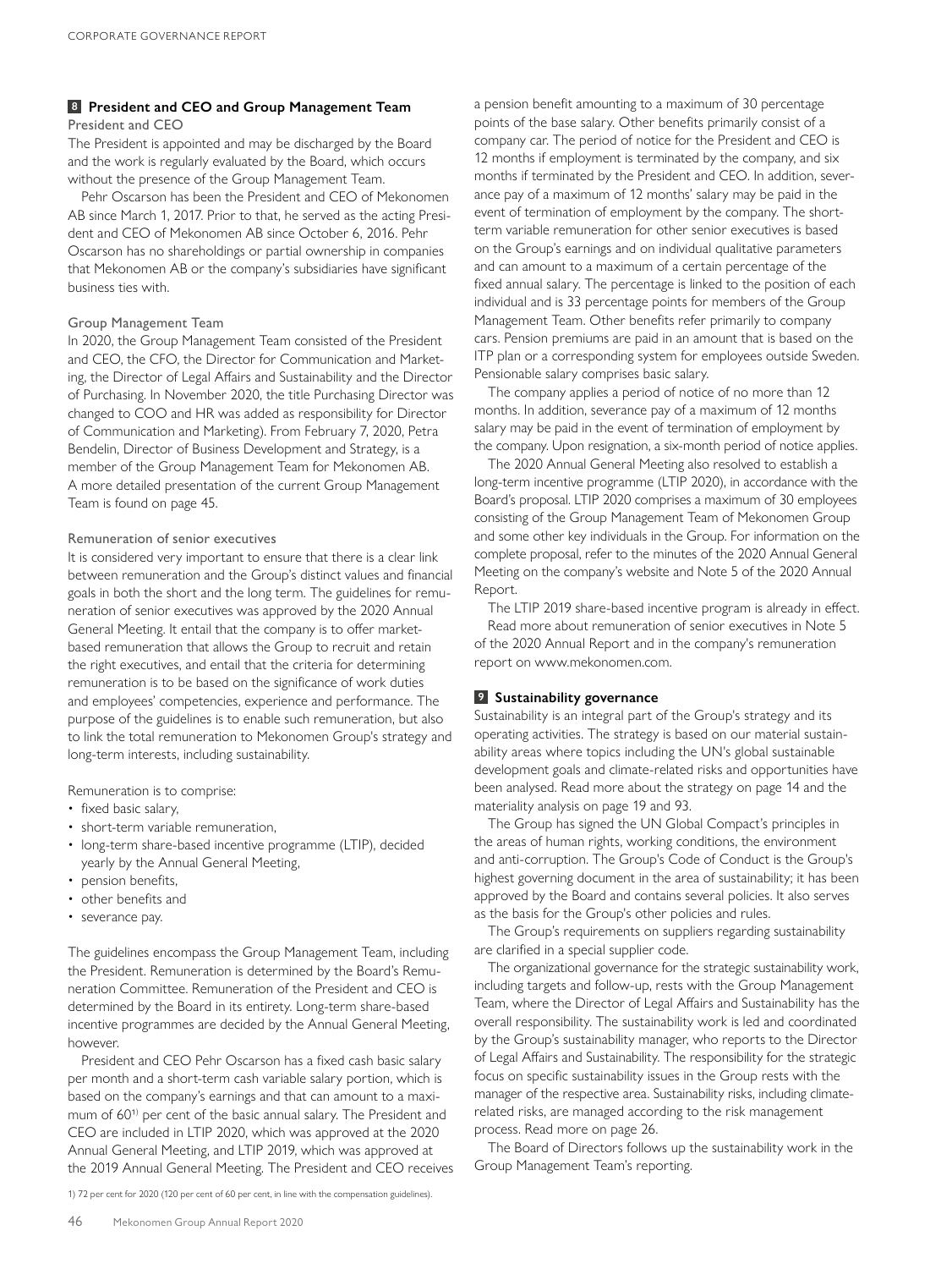## 8 President and CEO and Group Management Team

### President and CEO

The President is appointed and may be discharged by the Board and the work is regularly evaluated by the Board, which occurs without the presence of the Group Management Team.

Pehr Oscarson has been the President and CEO of Mekonomen AB since March 1, 2017. Prior to that, he served as the acting President and CEO of Mekonomen AB since October 6, 2016. Pehr Oscarson has no shareholdings or partial ownership in companies that Mekonomen AB or the company's subsidiaries have significant business ties with.

### Group Management Team

In 2020, the Group Management Team consisted of the President and CEO, the CFO, the Director for Communication and Marketing, the Director of Legal Affairs and Sustainability and the Director of Purchasing. In November 2020, the title Purchasing Director was changed to COO and HR was added as responsibility for Director of Communication and Marketing). From February 7, 2020, Petra Bendelin, Director of Business Development and Strategy, is a member of the Group Management Team for Mekonomen AB. A more detailed presentation of the current Group Management Team is found on page 45.

### Remuneration of senior executives

It is considered very important to ensure that there is a clear link between remuneration and the Group's distinct values and financial goals in both the short and the long term. The guidelines for remuneration of senior executives was approved by the 2020 Annual General Meeting. It entail that the company is to offer market-based remuneration that allows the Group to recruit and retain the right executives, and entail that the criteria for determining remuneration is to be based on the significance of work duties and employees' competencies, experience and performance. The purpose of the guidelines is to enable such remuneration, but also to link the total remuneration to Mekonomen Group's strategy and long-term interests, including sustainability.

Remuneration is to comprise:

- fixed basic salary,
- short-term variable remuneration,
- long-term share-based incentive programme (LTIP), decided yearly by the Annual General Meeting,
- pension benefits,
- other benefits and
- severance pay.

The guidelines encompass the Group Management Team, including the President. Remuneration is determined by the Board's Remuneration Committee. Remuneration of the President and CEO is determined by the Board in its entirety. Long-term share-based incentive programmes are decided by the Annual General Meeting, however.

President and CEO Pehr Oscarson has a fixed cash basic salary per month and a short-term cash variable salary portion, which is based on the company's earnings and that can amount to a maximum of 60[1] per cent of the basic annual salary. The President and CEO are included in LTIP 2020, which was approved at the 2020 Annual General Meeting, and LTIP 2019, which was approved at the 2019 Annual General Meeting. The President and CEO receives a pension benefit amounting to a maximum of 30 percentage points of the base salary. Other benefits primarily consist of a company car. The period of notice for the President and CEO is 12 months if employment is terminated by the company, and six months if terminated by the President and CEO. In addition, severance pay of a maximum of 12 months' salary may be paid in the event of termination of employment by the company. The short-term variable remuneration for other senior executives is based on the Group's earnings and on individual qualitative parameters and can amount to a maximum of a certain percentage of the fixed annual salary. The percentage is linked to the position of each individual and is 33 percentage points for members of the Group Management Team. Other benefits refer primarily to company cars. Pension premiums are paid in an amount that is based on the ITP plan or a corresponding system for employees outside Sweden. Pensionable salary comprises basic salary.

The company applies a period of notice of no more than 12 months. In addition, severance pay of a maximum of 12 months salary may be paid in the event of termination of employment by the company. Upon resignation, a six-month period of notice applies.

The 2020 Annual General Meeting also resolved to establish a long-term incentive programme (LTIP 2020), in accordance with the Board's proposal. LTIP 2020 comprises a maximum of 30 employees consisting of the Group Management Team of Mekonomen Group and some other key individuals in the Group. For information on the complete proposal, refer to the minutes of the 2020 Annual General Meeting on the company's website and Note 5 of the 2020 Annual Report.

The LTIP 2019 share-based incentive program is already in effect.

Read more about remuneration of senior executives in Note 5 of the 2020 Annual Report and in the company's remuneration report on www.mekonomen.com.

1) 72 per cent for 2020 (120 per cent of 60 per cent, in line with the compensation guidelines).

## 9 Sustainability governance

Sustainability is an integral part of the Group's strategy and its operating activities. The strategy is based on our material sustainability areas where topics including the UN's global sustainable development goals and climate-related risks and opportunities have been analysed. Read more about the strategy on page 14 and the materiality analysis on page 19 and 93.

The Group has signed the UN Global Compact's principles in the areas of human rights, working conditions, the environment and anti-corruption. The Group's Code of Conduct is the Group's highest governing document in the area of sustainability; it has been approved by the Board and contains several policies. It also serves as the basis for the Group's other policies and rules.

The Group's requirements on suppliers regarding sustainability are clarified in a special supplier code.

The organizational governance for the strategic sustainability work, including targets and follow-up, rests with the Group Management Team, where the Director of Legal Affairs and Sustainability has the overall responsibility. The sustainability work is led and coordinated by the Group's sustainability manager, who reports to the Director of Legal Affairs and Sustainability. The responsibility for the strategic focus on specific sustainability issues in the Group rests with the manager of the respective area. Sustainability risks, including climate-related risks, are managed according to the risk management process. Read more on page 26.

The Board of Directors follows up the sustainability work in the Group Management Team's reporting.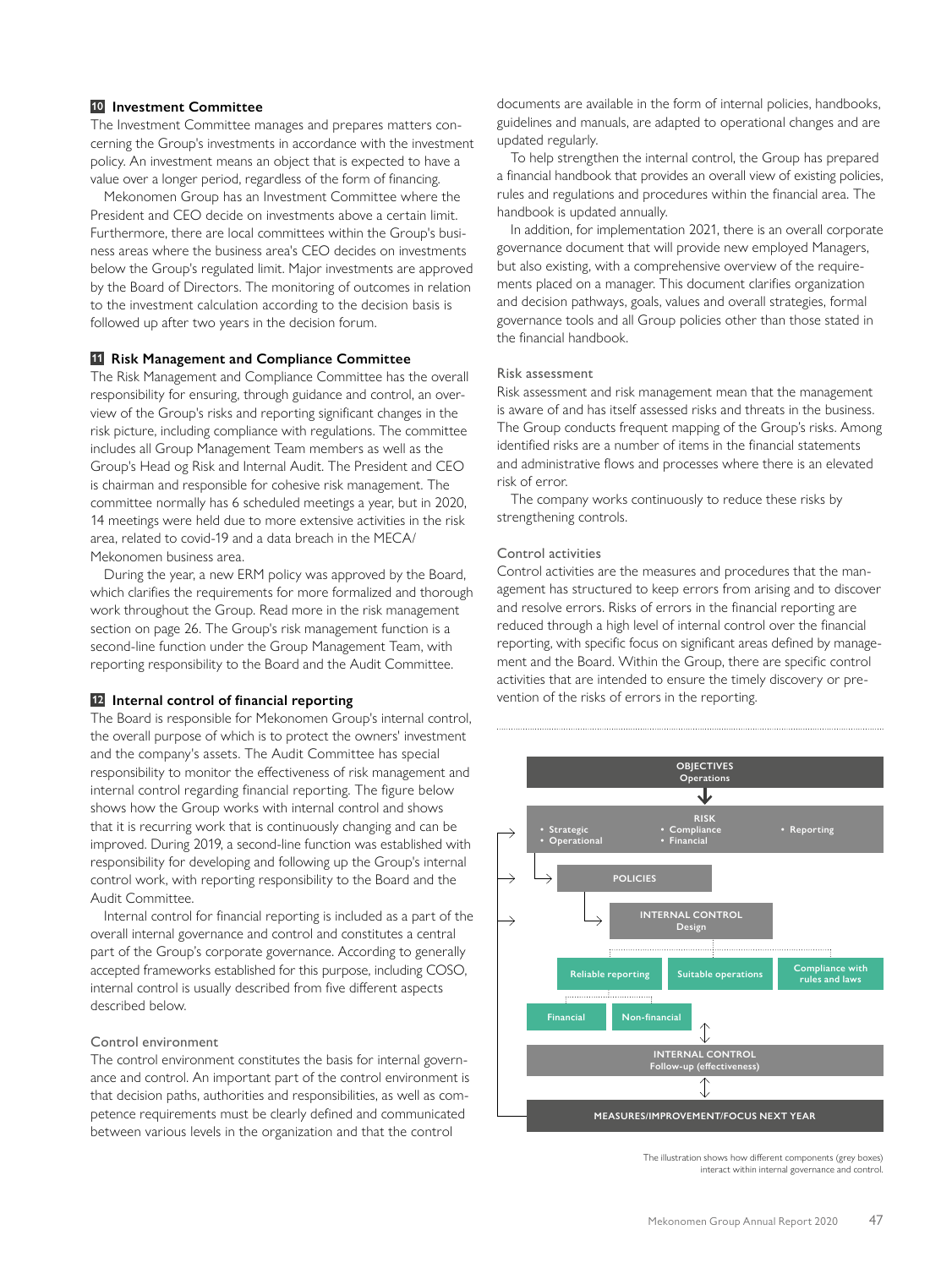### 10 Investment Committee

The Investment Committee manages and prepares matters concerning the Group's investments in accordance with the investment policy. An investment means an object that is expected to have a value over a longer period, regardless of the form of financing.

Mekonomen Group has an Investment Committee where the President and CEO decide on investments above a certain limit. Furthermore, there are local committees within the Group's business areas where the business area's CEO decides on investments below the Group's regulated limit. Major investments are approved by the Board of Directors. The monitoring of outcomes in relation to the investment calculation according to the decision basis is followed up after two years in the decision forum.

### 11 Risk Management and Compliance Committee

The Risk Management and Compliance Committee has the overall responsibility for ensuring, through guidance and control, an overview of the Group's risks and reporting significant changes in the risk picture, including compliance with regulations. The committee includes all Group Management Team members as well as the Group's Head og Risk and Internal Audit. The President and CEO is chairman and responsible for cohesive risk management. The committee normally has 6 scheduled meetings a year, but in 2020, 14 meetings were held due to more extensive activities in the risk area, related to covid-19 and a data breach in the MECA/Mekonomen business area.

During the year, a new ERM policy was approved by the Board, which clarifies the requirements for more formalized and thorough work throughout the Group. Read more in the risk management section on page 26. The Group's risk management function is a second-line function under the Group Management Team, with reporting responsibility to the Board and the Audit Committee.

### 12 Internal control of financial reporting

The Board is responsible for Mekonomen Group's internal control, the overall purpose of which is to protect the owners' investment and the company's assets. The Audit Committee has special responsibility to monitor the effectiveness of risk management and internal control regarding financial reporting. The figure below shows how the Group works with internal control and shows that it is recurring work that is continuously changing and can be improved. During 2019, a second-line function was established with responsibility for developing and following up the Group's internal control work, with reporting responsibility to the Board and the Audit Committee.

Internal control for financial reporting is included as a part of the overall internal governance and control and constitutes a central part of the Group's corporate governance. According to generally accepted frameworks established for this purpose, including COSO, internal control is usually described from five different aspects described below.

#### Control environment

The control environment constitutes the basis for internal governance and control. An important part of the control environment is that decision paths, authorities and responsibilities, as well as competence requirements must be clearly defined and communicated between various levels in the organization and that the control documents are available in the form of internal policies, handbooks, guidelines and manuals, are adapted to operational changes and are updated regularly.

To help strengthen the internal control, the Group has prepared a financial handbook that provides an overall view of existing policies, rules and regulations and procedures within the financial area. The handbook is updated annually.

In addition, for implementation 2021, there is an overall corporate governance document that will provide new employed Managers, but also existing, with a comprehensive overview of the requirements placed on a manager. This document clarifies organization and decision pathways, goals, values and overall strategies, formal governance tools and all Group policies other than those stated in the financial handbook.

#### Risk assessment

Risk assessment and risk management mean that the management is aware of and has itself assessed risks and threats in the business. The Group conducts frequent mapping of the Group's risks. Among identified risks are a number of items in the financial statements and administrative flows and processes where there is an elevated risk of error.

The company works continuously to reduce these risks by strengthening controls.

#### Control activities

Control activities are the measures and procedures that the management has structured to keep errors from arising and to discover and resolve errors. Risks of errors in the financial reporting are reduced through a high level of internal control over the financial reporting, with specific focus on significant areas defined by management and the Board. Within the Group, there are specific control activities that are intended to ensure the timely discovery or prevention of the risks of errors in the reporting.

OBJECTIVES
Operations

RISK
- Strategic
- Operational
- Compliance
- Financial
- Reporting

POLICIES

INTERNAL CONTROL
Design

Reliable reporting | Suitable operations | Compliance with rules and laws

Financial | Non-financial

INTERNAL CONTROL
Follow-up (effectiveness)

MEASURES/IMPROVEMENT/FOCUS NEXT YEAR

The illustration shows how different components (grey boxes) interact within internal governance and control.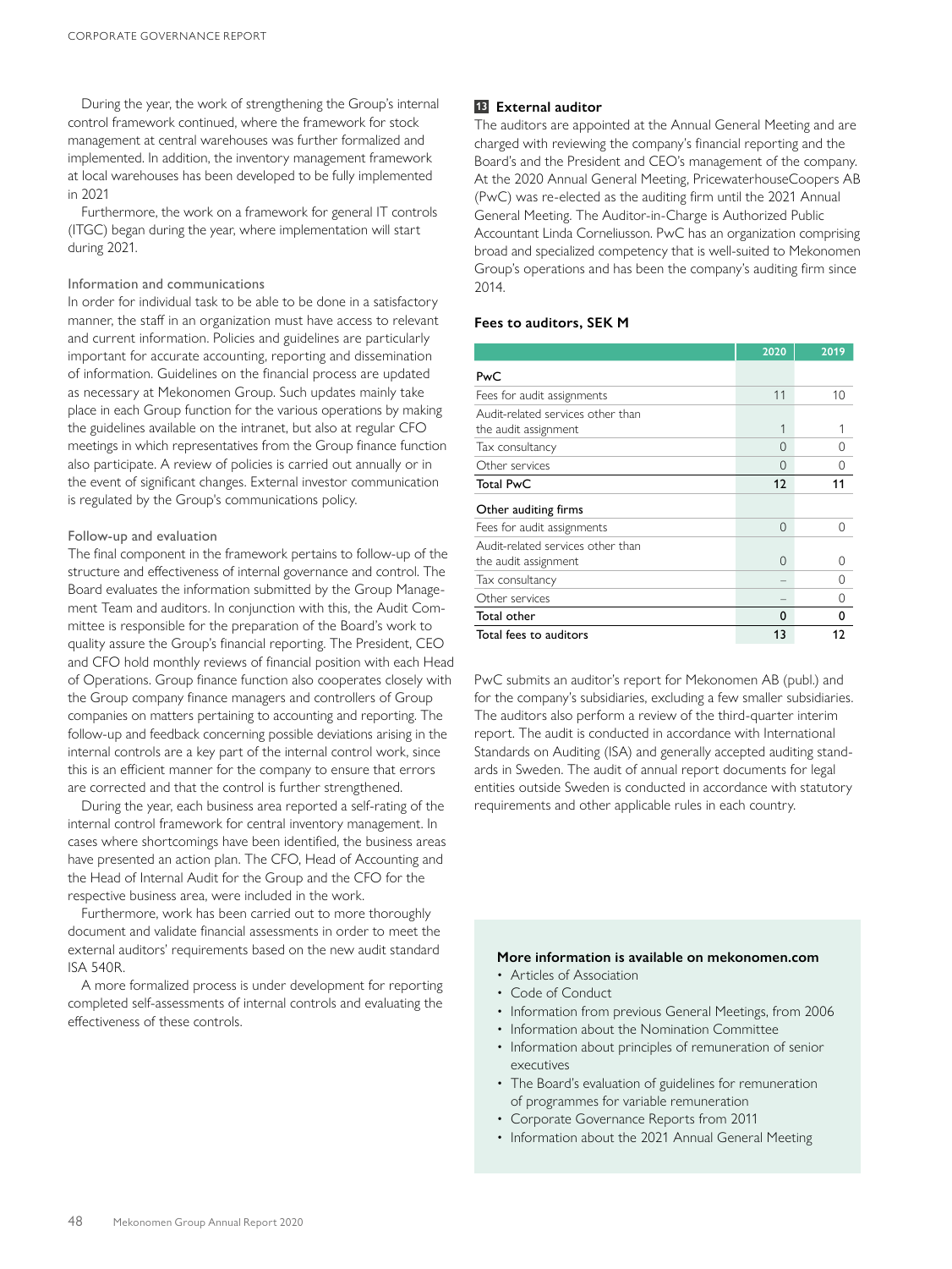During the year, the work of strengthening the Group's internal control framework continued, where the framework for stock management at central warehouses was further formalized and implemented. In addition, the inventory management framework at local warehouses has been developed to be fully implemented in 2021

Furthermore, the work on a framework for general IT controls (ITGC) began during the year, where implementation will start during 2021.

### Information and communications

In order for individual task to be able to be done in a satisfactory manner, the staff in an organization must have access to relevant and current information. Policies and guidelines are particularly important for accurate accounting, reporting and dissemination of information. Guidelines on the financial process are updated as necessary at Mekonomen Group. Such updates mainly take place in each Group function for the various operations by making the guidelines available on the intranet, but also at regular CFO meetings in which representatives from the Group finance function also participate. A review of policies is carried out annually or in the event of significant changes. External investor communication is regulated by the Group's communications policy.

### Follow-up and evaluation

The final component in the framework pertains to follow-up of the structure and effectiveness of internal governance and control. The Board evaluates the information submitted by the Group Management Team and auditors. In conjunction with this, the Audit Committee is responsible for the preparation of the Board's work to quality assure the Group's financial reporting. The President, CEO and CFO hold monthly reviews of financial position with each Head of Operations. Group finance function also cooperates closely with the Group company finance managers and controllers of Group companies on matters pertaining to accounting and reporting. The follow-up and feedback concerning possible deviations arising in the internal controls are a key part of the internal control work, since this is an efficient manner for the company to ensure that errors are corrected and that the control is further strengthened.

During the year, each business area reported a self-rating of the internal control framework for central inventory management. In cases where shortcomings have been identified, the business areas have presented an action plan. The CFO, Head of Accounting and the Head of Internal Audit for the Group and the CFO for the respective business area, were included in the work.

Furthermore, work has been carried out to more thoroughly document and validate financial assessments in order to meet the external auditors' requirements based on the new audit standard ISA 540R.

A more formalized process is under development for reporting completed self-assessments of internal controls and evaluating the effectiveness of these controls.

## 13 External auditor

The auditors are appointed at the Annual General Meeting and are charged with reviewing the company's financial reporting and the Board's and the President and CEO's management of the company. At the 2020 Annual General Meeting, PricewaterhouseCoopers AB (PwC) was re-elected as the auditing firm until the 2021 Annual General Meeting. The Auditor-in-Charge is Authorized Public Accountant Linda Corneliusson. PwC has an organization comprising broad and specialized competency that is well-suited to Mekonomen Group's operations and has been the company's auditing firm since 2014.

**Fees to auditors, SEK M**

| | 2020 | 2019 |
|---|---|---|
| PwC | | |
| Fees for audit assignments | 11 | 10 |
| Audit-related services other than the audit assignment | 1 | 1 |
| Tax consultancy | 0 | 0 |
| Other services | 0 | 0 |
| **Total PwC** | **12** | **11** |
| Other auditing firms | | |
| Fees for audit assignments | 0 | 0 |
| Audit-related services other than the audit assignment | 0 | 0 |
| Tax consultancy | – | 0 |
| Other services | – | 0 |
| **Total other** | **0** | **0** |
| **Total fees to auditors** | **13** | **12** |

PwC submits an auditor's report for Mekonomen AB (publ.) and for the company's subsidiaries, excluding a few smaller subsidiaries. The auditors also perform a review of the third-quarter interim report. The audit is conducted in accordance with International Standards on Auditing (ISA) and generally accepted auditing standards in Sweden. The audit of annual report documents for legal entities outside Sweden is conducted in accordance with statutory requirements and other applicable rules in each country.

**More information is available on mekonomen.com**

- Articles of Association
- Code of Conduct
- Information from previous General Meetings, from 2006
- Information about the Nomination Committee
- Information about principles of remuneration of senior executives
- The Board's evaluation of guidelines for remuneration of programmes for variable remuneration
- Corporate Governance Reports from 2011
- Information about the 2021 Annual General Meeting